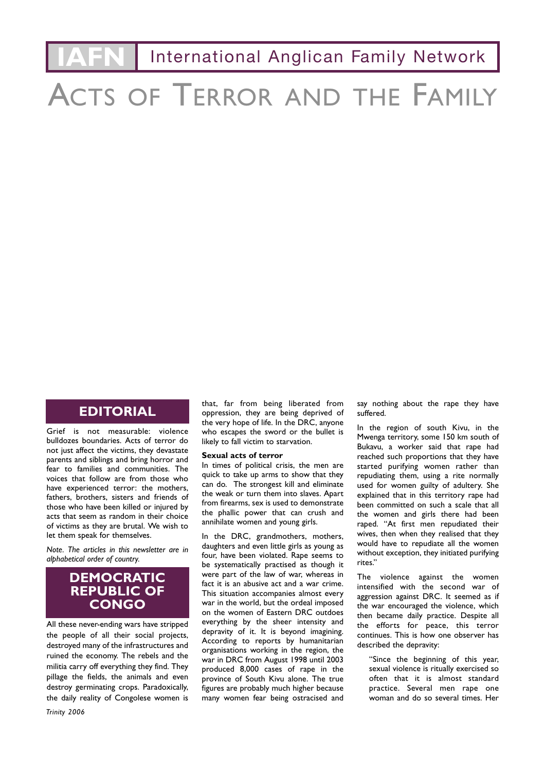IAFN International Anglican Family Network

# ACTS OF TERROR AND THE FAMILY

## EDITORIAL

Grief is not measurable: violence bulldozes boundaries. Acts of terror do not just affect the victims, they devastate parents and siblings and bring horror and fear to families and communities. The voices that follow are from those who have experienced terror: the mothers, fathers, brothers, sisters and friends of those who have been killed or injured by acts that seem as random in their choice of victims as they are brutal. We wish to let them speak for themselves.

*Note. The articles in this newsletter are in alphabetical order of country.*

## DEMOCRATIC REPUBLIC OF CONGO

All these never-ending wars have stripped the people of all their social projects, destroyed many of the infrastructures and ruined the economy. The rebels and the militia carry off everything they find. They pillage the fields, the animals and even destroy germinating crops. Paradoxically, the daily reality of Congolese women is that, far from being liberated from oppression, they are being deprived of the very hope of life. In the DRC, anyone who escapes the sword or the bullet is likely to fall victim to starvation.

**Sexual acts of terror**

In times of political crisis, the men are quick to take up arms to show that they can do. The strongest kill and eliminate the weak or turn them into slaves. Apart from firearms, sex is used to demonstrate the phallic power that can crush and annihilate women and young girls.

In the DRC, grandmothers, mothers, daughters and even little girls as young as four, have been violated. Rape seems to be systematically practised as though it were part of the law of war, whereas in fact it is an abusive act and a war crime. This situation accompanies almost every war in the world, but the ordeal imposed on the women of Eastern DRC outdoes everything by the sheer intensity and depravity of it. It is beyond imagining. According to reports by humanitarian organisations working in the region, the war in DRC from August 1998 until 2003 produced 8,000 cases of rape in the province of South Kivu alone. The true figures are probably much higher because many women fear being ostracised and say nothing about the rape they have suffered.

In the region of south Kivu, in the Mwenga territory, some 150 km south of Bukavu, a worker said that rape had reached such proportions that they have started purifying women rather than repudiating them, using a rite normally used for women guilty of adultery. She explained that in this territory rape had been committed on such a scale that all the women and girls there had been raped. "At first men repudiated their wives, then when they realised that they would have to repudiate all the women without exception, they initiated purifying rites."

The violence against the women intensified with the second war of aggression against DRC. It seemed as if the war encouraged the violence, which then became daily practice. Despite all the efforts for peace, this terror continues. This is how one observer has described the depravity:

> "Since the beginning of this year, sexual violence is ritually exercised so often that it is almost standard practice. Several men rape one woman and do so several times. Her

Trinity 2006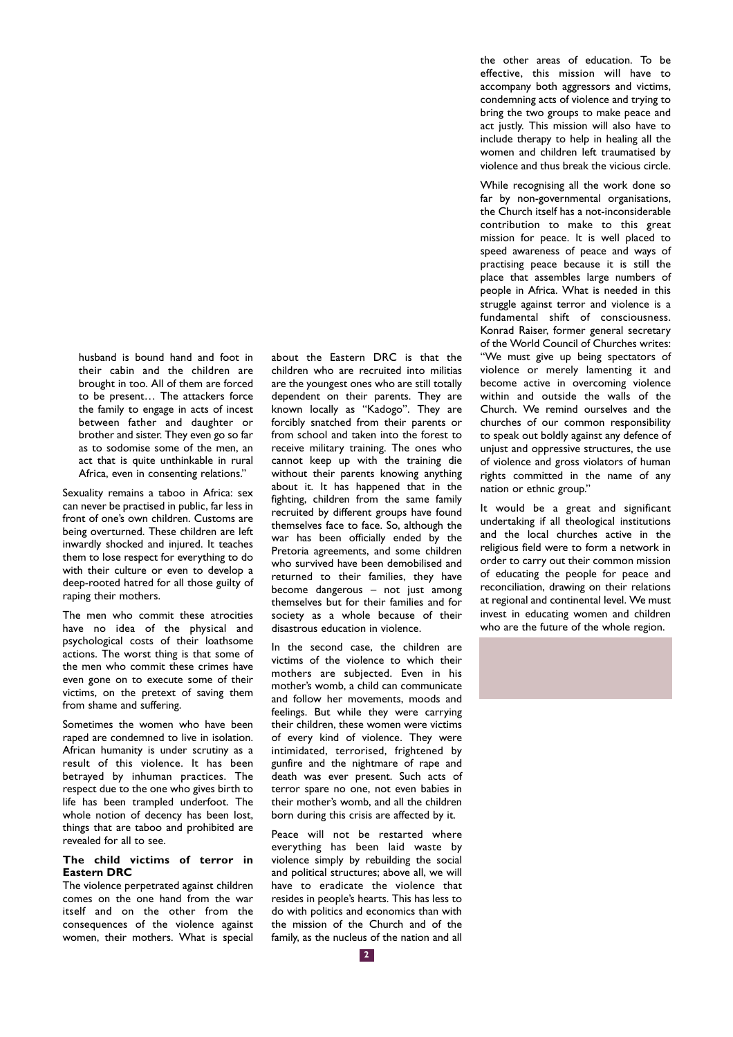husband is bound hand and foot in their cabin and the children are brought in too. All of them are forced to be present… The attackers force the family to engage in acts of incest between father and daughter or brother and sister. They even go so far as to sodomise some of the men, an act that is quite unthinkable in rural Africa, even in consenting relations."

Sexuality remains a taboo in Africa: sex can never be practised in public, far less in front of one's own children. Customs are being overturned. These children are left inwardly shocked and injured. It teaches them to lose respect for everything to do with their culture or even to develop a deep-rooted hatred for all those guilty of raping their mothers.

The men who commit these atrocities have no idea of the physical and psychological costs of their loathsome actions. The worst thing is that some of the men who commit these crimes have even gone on to execute some of their victims, on the pretext of saving them from shame and suffering.

Sometimes the women who have been raped are condemned to live in isolation. African humanity is under scrutiny as a result of this violence. It has been betrayed by inhuman practices. The respect due to the one who gives birth to life has been trampled underfoot. The whole notion of decency has been lost, things that are taboo and prohibited are revealed for all to see.

**The child victims of terror in Eastern DRC**

The violence perpetrated against children comes on the one hand from the war itself and on the other from the consequences of the violence against women, their mothers. What is special about the Eastern DRC is that the children who are recruited into militias are the youngest ones who are still totally dependent on their parents. They are known locally as "Kadogo". They are forcibly snatched from their parents or from school and taken into the forest to receive military training. The ones who cannot keep up with the training die without their parents knowing anything about it. It has happened that in the fighting, children from the same family recruited by different groups have found themselves face to face. So, although the war has been officially ended by the Pretoria agreements, and some children who survived have been demobilised and returned to their families, they have become dangerous – not just among themselves but for their families and for society as a whole because of their disastrous education in violence.

In the second case, the children are victims of the violence to which their mothers are subjected. Even in his mother's womb, a child can communicate and follow her movements, moods and feelings. But while they were carrying their children, these women were victims of every kind of violence. They were intimidated, terrorised, frightened by gunfire and the nightmare of rape and death was ever present. Such acts of terror spare no one, not even babies in their mother's womb, and all the children born during this crisis are affected by it.

Peace will not be restarted where everything has been laid waste by violence simply by rebuilding the social and political structures; above all, we will have to eradicate the violence that resides in people's hearts. This has less to do with politics and economics than with the mission of the Church and of the family, as the nucleus of the nation and all the other areas of education. To be effective, this mission will have to accompany both aggressors and victims, condemning acts of violence and trying to bring the two groups to make peace and act justly. This mission will also have to include therapy to help in healing all the women and children left traumatised by violence and thus break the vicious circle.

While recognising all the work done so far by non-governmental organisations, the Church itself has a not-inconsiderable contribution to make to this great mission for peace. It is well placed to speed awareness of peace and ways of practising peace because it is still the place that assembles large numbers of people in Africa. What is needed in this struggle against terror and violence is a fundamental shift of consciousness. Konrad Raiser, former general secretary of the World Council of Churches writes: "We must give up being spectators of violence or merely lamenting it and become active in overcoming violence within and outside the walls of the Church. We remind ourselves and the churches of our common responsibility to speak out boldly against any defence of unjust and oppressive structures, the use of violence and gross violators of human rights committed in the name of any nation or ethnic group."

It would be a great and significant undertaking if all theological institutions and the local churches active in the religious field were to form a network in order to carry out their common mission of educating the people for peace and reconciliation, drawing on their relations at regional and continental level. We must invest in educating women and children who are the future of the whole region.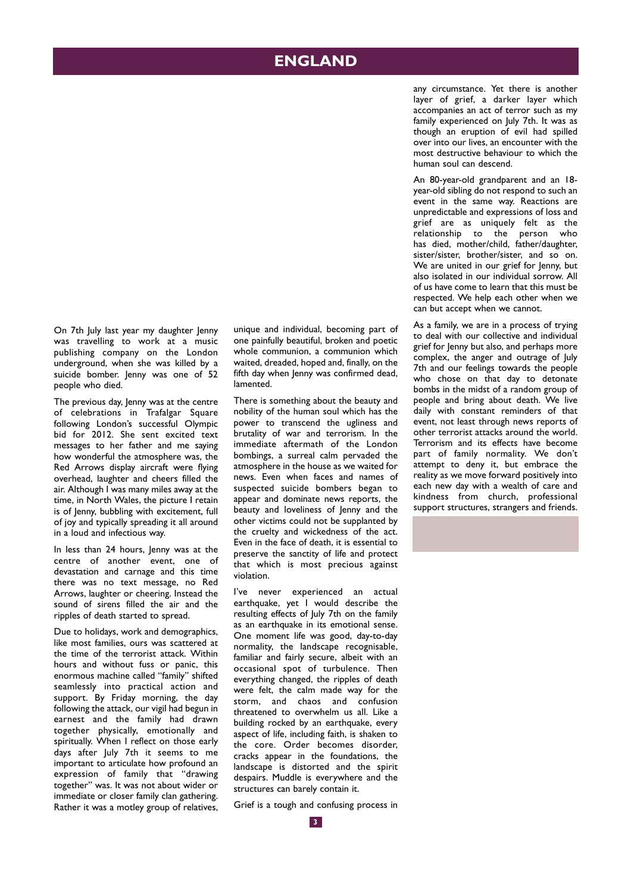# ENGLAND

On 7th July last year my daughter Jenny was travelling to work at a music publishing company on the London underground, when she was killed by a suicide bomber. Jenny was one of 52 people who died.

The previous day, Jenny was at the centre of celebrations in Trafalgar Square following London's successful Olympic bid for 2012. She sent excited text messages to her father and me saying how wonderful the atmosphere was, the Red Arrows display aircraft were flying overhead, laughter and cheers filled the air. Although I was many miles away at the time, in North Wales, the picture I retain is of Jenny, bubbling with excitement, full of joy and typically spreading it all around in a loud and infectious way.

In less than 24 hours, Jenny was at the centre of another event, one of devastation and carnage and this time there was no text message, no Red Arrows, laughter or cheering. Instead the sound of sirens filled the air and the ripples of death started to spread.

Due to holidays, work and demographics, like most families, ours was scattered at the time of the terrorist attack. Within hours and without fuss or panic, this enormous machine called "family" shifted seamlessly into practical action and support. By Friday morning, the day following the attack, our vigil had begun in earnest and the family had drawn together physically, emotionally and spiritually. When I reflect on those early days after July 7th it seems to me important to articulate how profound an expression of family that "drawing together" was. It was not about wider or immediate or closer family clan gathering. Rather it was a motley group of relatives, unique and individual, becoming part of one painfully beautiful, broken and poetic whole communion, a communion which waited, dreaded, hoped and, finally, on the fifth day when Jenny was confirmed dead, lamented.

There is something about the beauty and nobility of the human soul which has the power to transcend the ugliness and brutality of war and terrorism. In the immediate aftermath of the London bombings, a surreal calm pervaded the atmosphere in the house as we waited for news. Even when faces and names of suspected suicide bombers began to appear and dominate news reports, the beauty and loveliness of Jenny and the other victims could not be supplanted by the cruelty and wickedness of the act. Even in the face of death, it is essential to preserve the sanctity of life and protect that which is most precious against violation.

I've never experienced an actual earthquake, yet I would describe the resulting effects of July 7th on the family as an earthquake in its emotional sense. One moment life was good, day-to-day normality, the landscape recognisable, familiar and fairly secure, albeit with an occasional spot of turbulence. Then everything changed, the ripples of death were felt, the calm made way for the storm, and chaos and confusion threatened to overwhelm us all. Like a building rocked by an earthquake, every aspect of life, including faith, is shaken to the core. Order becomes disorder, cracks appear in the foundations, the landscape is distorted and the spirit despairs. Muddle is everywhere and the structures can barely contain it.

Grief is a tough and confusing process in any circumstance. Yet there is another layer of grief, a darker layer which accompanies an act of terror such as my family experienced on July 7th. It was as though an eruption of evil had spilled over into our lives, an encounter with the most destructive behaviour to which the human soul can descend.

An 80-year-old grandparent and an 18-year-old sibling do not respond to such an event in the same way. Reactions are unpredictable and expressions of loss and grief are as uniquely felt as the relationship to the person who has died, mother/child, father/daughter, sister/sister, brother/sister, and so on. We are united in our grief for Jenny, but also isolated in our individual sorrow. All of us have come to learn that this must be respected. We help each other when we can but accept when we cannot.

As a family, we are in a process of trying to deal with our collective and individual grief for Jenny but also, and perhaps more complex, the anger and outrage of July 7th and our feelings towards the people who chose on that day to detonate bombs in the midst of a random group of people and bring about death. We live daily with constant reminders of that event, not least through news reports of other terrorist attacks around the world. Terrorism and its effects have become part of family normality. We don't attempt to deny it, but embrace the reality as we move forward positively into each new day with a wealth of care and kindness from church, professional support structures, strangers and friends.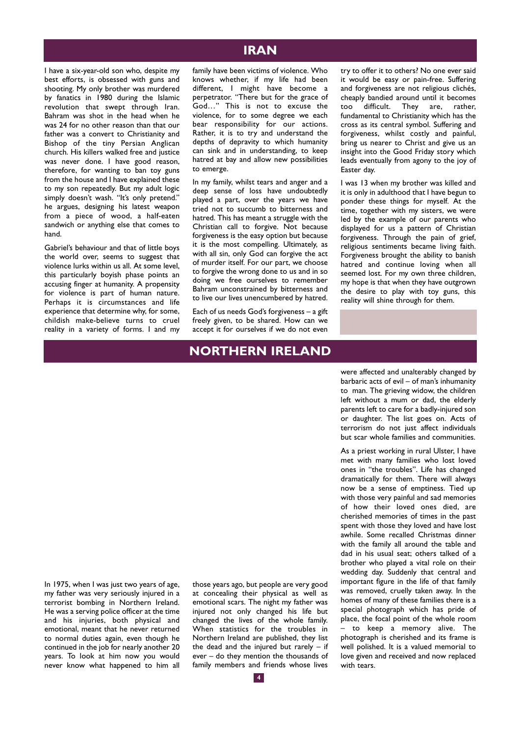## IRAN

I have a six-year-old son who, despite my best efforts, is obsessed with guns and shooting. My only brother was murdered by fanatics in 1980 during the Islamic revolution that swept through Iran. Bahram was shot in the head when he was 24 for no other reason than that our father was a convert to Christianity and Bishop of the tiny Persian Anglican church. His killers walked free and justice was never done. I have good reason, therefore, for wanting to ban toy guns from the house and I have explained these to my son repeatedly. But my adult logic simply doesn't wash. "It's only pretend." he argues, designing his latest weapon from a piece of wood, a half-eaten sandwich or anything else that comes to hand.

Gabriel's behaviour and that of little boys the world over, seems to suggest that violence lurks within us all. At some level, this particularly boyish phase points an accusing finger at humanity. A propensity for violence is part of human nature. Perhaps it is circumstances and life experience that determine why, for some, childish make-believe turns to cruel reality in a variety of forms. I and my family have been victims of violence. Who knows whether, if my life had been different, I might have become a perpetrator. "There but for the grace of God…" This is not to excuse the violence, for to some degree we each bear responsibility for our actions. Rather, it is to try and understand the depths of depravity to which humanity can sink and in understanding, to keep hatred at bay and allow new possibilities to emerge.

In my family, whilst tears and anger and a deep sense of loss have undoubtedly played a part, over the years we have tried not to succumb to bitterness and hatred. This has meant a struggle with the Christian call to forgive. Not because forgiveness is the easy option but because it is the most compelling. Ultimately, as with all sin, only God can forgive the act of murder itself. For our part, we choose to forgive the wrong done to us and in so doing we free ourselves to remember Bahram unconstrained by bitterness and to live our lives unencumbered by hatred.

Each of us needs God's forgiveness – a gift freely given, to be shared. How can we accept it for ourselves if we do not even try to offer it to others? No one ever said it would be easy or pain-free. Suffering and forgiveness are not religious clichés, cheaply bandied around until it becomes too difficult. They are, rather, fundamental to Christianity which has the cross as its central symbol. Suffering and forgiveness, whilst costly and painful, bring us nearer to Christ and give us an insight into the Good Friday story which leads eventually from agony to the joy of Easter day.

I was 13 when my brother was killed and it is only in adulthood that I have begun to ponder these things for myself. At the time, together with my sisters, we were led by the example of our parents who displayed for us a pattern of Christian forgiveness. Through the pain of grief, religious sentiments became living faith. Forgiveness brought the ability to banish hatred and continue loving when all seemed lost. For my own three children, my hope is that when they have outgrown the desire to play with toy guns, this reality will shine through for them.

## NORTHERN IRELAND

In 1975, when I was just two years of age, my father was very seriously injured in a terrorist bombing in Northern Ireland. He was a serving police officer at the time and his injuries, both physical and emotional, meant that he never returned to normal duties again, even though he continued in the job for nearly another 20 years. To look at him now you would never know what happened to him all those years ago, but people are very good at concealing their physical as well as emotional scars. The night my father was injured not only changed his life but changed the lives of the whole family. When statistics for the troubles in Northern Ireland are published, they list the dead and the injured but rarely – if ever – do they mention the thousands of family members and friends whose lives were affected and unalterably changed by barbaric acts of evil – of man's inhumanity to man. The grieving widow, the children left without a mum or dad, the elderly parents left to care for a badly-injured son or daughter. The list goes on. Acts of terrorism do not just affect individuals but scar whole families and communities.

As a priest working in rural Ulster, I have met with many families who lost loved ones in "the troubles". Life has changed dramatically for them. There will always now be a sense of emptiness. Tied up with those very painful and sad memories of how their loved ones died, are cherished memories of times in the past spent with those they loved and have lost awhile. Some recalled Christmas dinner with the family all around the table and dad in his usual seat; others talked of a brother who played a vital role on their wedding day. Suddenly that central and important figure in the life of that family was removed, cruelly taken away. In the homes of many of these families there is a special photograph which has pride of place, the focal point of the whole room – to keep a memory alive. The photograph is cherished and its frame is well polished. It is a valued memorial to love given and received and now replaced with tears.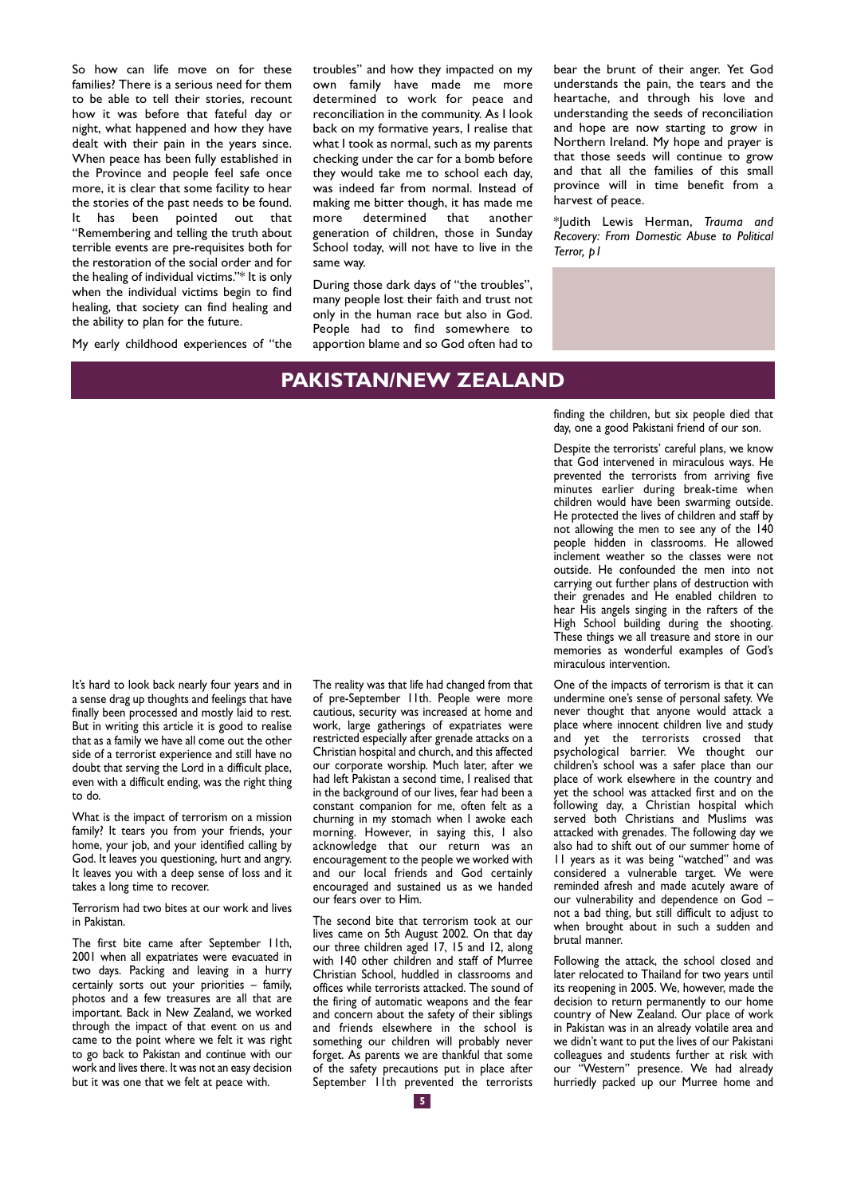So how can life move on for these families? There is a serious need for them to be able to tell their stories, recount how it was before that fateful day or night, what happened and how they have dealt with their pain in the years since. When peace has been fully established in the Province and people feel safe once more, it is clear that some facility to hear the stories of the past needs to be found. It has been pointed out that "Remembering and telling the truth about terrible events are pre-requisites both for the restoration of the social order and for the healing of individual victims."* It is only when the individual victims begin to find healing, that society can find healing and the ability to plan for the future.

My early childhood experiences of "the troubles" and how they impacted on my own family have made me more determined to work for peace and reconciliation in the community. As I look back on my formative years, I realise that what I took as normal, such as my parents checking under the car for a bomb before they would take me to school each day, was indeed far from normal. Instead of making me bitter though, it has made me more determined that another generation of children, those in Sunday School today, will not have to live in the same way.

During those dark days of "the troubles", many people lost their faith and trust not only in the human race but also in God. People had to find somewhere to apportion blame and so God often had to bear the brunt of their anger. Yet God understands the pain, the tears and the heartache, and through his love and understanding the seeds of reconciliation and hope are now starting to grow in Northern Ireland. My hope and prayer is that those seeds will continue to grow and that all the families of this small province will in time benefit from a harvest of peace.

*Judith Lewis Herman, *Trauma and Recovery: From Domestic Abuse to Political Terror, p1*

## PAKISTAN/NEW ZEALAND

It's hard to look back nearly four years and in a sense drag up thoughts and feelings that have finally been processed and mostly laid to rest. But in writing this article it is good to realise that as a family we have all come out the other side of a terrorist experience and still have no doubt that serving the Lord in a difficult place, even with a difficult ending, was the right thing to do.

What is the impact of terrorism on a mission family? It tears you from your friends, your home, your job, and your identified calling by God. It leaves you questioning, hurt and angry. It leaves you with a deep sense of loss and it takes a long time to recover.

Terrorism had two bites at our work and lives in Pakistan.

The first bite came after September 11th, 2001 when all expatriates were evacuated in two days. Packing and leaving in a hurry certainly sorts out your priorities – family, photos and a few treasures are all that are important. Back in New Zealand, we worked through the impact of that event on us and came to the point where we felt it was right to go back to Pakistan and continue with our work and lives there. It was not an easy decision but it was one that we felt at peace with.

The reality was that life had changed from that of pre-September 11th. People were more cautious, security was increased at home and work, large gatherings of expatriates were restricted especially after grenade attacks on a Christian hospital and church, and this affected our corporate worship. Much later, after we had left Pakistan a second time, I realised that in the background of our lives, fear had been a constant companion for me, often felt as a churning in my stomach when I awoke each morning. However, in saying this, I also acknowledge that our return was an encouragement to the people we worked with and our local friends and God certainly encouraged and sustained us as we handed our fears over to Him.

The second bite that terrorism took at our lives came on 5th August 2002. On that day our three children aged 17, 15 and 12, along with 140 other children and staff of Murree Christian School, huddled in classrooms and offices while terrorists attacked. The sound of the firing of automatic weapons and the fear and concern about the safety of their siblings and friends elsewhere in the school is something our children will probably never forget. As parents we are thankful that some of the safety precautions put in place after September 11th prevented the terrorists finding the children, but six people died that day, one a good Pakistani friend of our son.

Despite the terrorists' careful plans, we know that God intervened in miraculous ways. He prevented the terrorists from arriving five minutes earlier during break-time when children would have been swarming outside. He protected the lives of children and staff by not allowing the men to see any of the 140 people hidden in classrooms. He allowed inclement weather so the classes were not outside. He confounded the men into not carrying out further plans of destruction with their grenades and He enabled children to hear His angels singing in the rafters of the High School building during the shooting. These things we all treasure and store in our memories as wonderful examples of God's miraculous intervention.

One of the impacts of terrorism is that it can undermine one's sense of personal safety. We never thought that anyone would attack a place where innocent children live and study and yet the terrorists crossed that psychological barrier. We thought our children's school was a safer place than our place of work elsewhere in the country and yet the school was attacked first and on the following day, a Christian hospital which served both Christians and Muslims was attacked with grenades. The following day we also had to shift out of our summer home of 11 years as it was being "watched" and was considered a vulnerable target. We were reminded afresh and made acutely aware of our vulnerability and dependence on God – not a bad thing, but still difficult to adjust to when brought about in such a sudden and brutal manner.

Following the attack, the school closed and later relocated to Thailand for two years until its reopening in 2005. We, however, made the decision to return permanently to our home country of New Zealand. Our place of work in Pakistan was in an already volatile area and we didn't want to put the lives of our Pakistani colleagues and students further at risk with our "Western" presence. We had already hurriedly packed up our Murree home and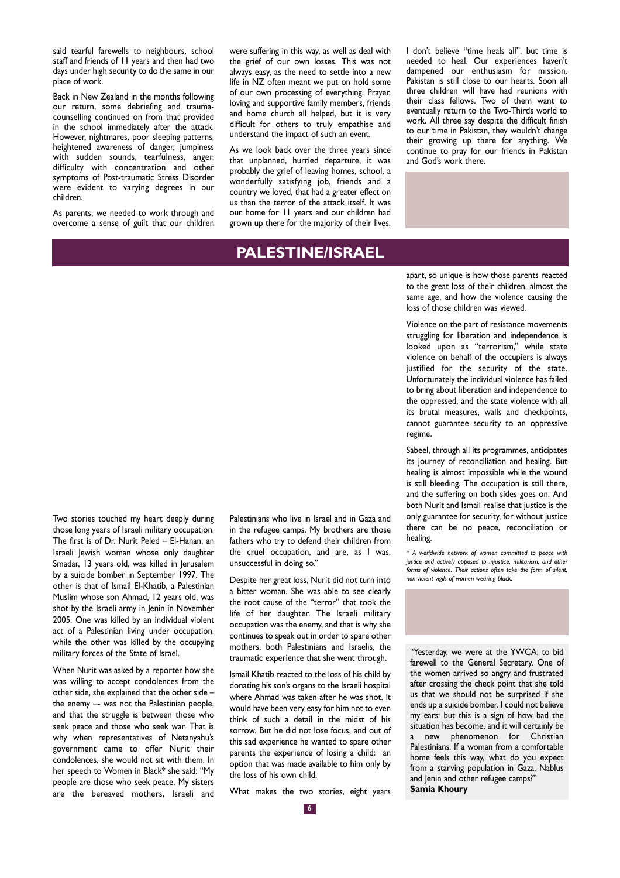said tearful farewells to neighbours, school staff and friends of 11 years and then had two days under high security to do the same in our place of work.

Back in New Zealand in the months following our return, some debriefing and trauma-counselling continued on from that provided in the school immediately after the attack. However, nightmares, poor sleeping patterns, heightened awareness of danger, jumpiness with sudden sounds, tearfulness, anger, difficulty with concentration and other symptoms of Post-traumatic Stress Disorder were evident to varying degrees in our children.

As parents, we needed to work through and overcome a sense of guilt that our children were suffering in this way, as well as deal with the grief of our own losses. This was not always easy, as the need to settle into a new life in NZ often meant we put on hold some of our own processing of everything. Prayer, loving and supportive family members, friends and home church all helped, but it is very difficult for others to truly empathise and understand the impact of such an event.

As we look back over the three years since that unplanned, hurried departure, it was probably the grief of leaving homes, school, a wonderfully satisfying job, friends and a country we loved, that had a greater effect on us than the terror of the attack itself. It was our home for 11 years and our children had grown up there for the majority of their lives.

I don't believe "time heals all", but time is needed to heal. Our experiences haven't dampened our enthusiasm for mission. Pakistan is still close to our hearts. Soon all three children will have had reunions with their class fellows. Two of them want to eventually return to the Two-Thirds world to work. All three say despite the difficult finish to our time in Pakistan, they wouldn't change their growing up there for anything. We continue to pray for our friends in Pakistan and God's work there.

# PALESTINE/ISRAEL

Two stories touched my heart deeply during those long years of Israeli military occupation. The first is of Dr. Nurit Peled – El-Hanan, an Israeli Jewish woman whose only daughter Smadar, 13 years old, was killed in Jerusalem by a suicide bomber in September 1997. The other is that of Ismail El-Khatib, a Palestinian Muslim whose son Ahmad, 12 years old, was shot by the Israeli army in Jenin in November 2005. One was killed by an individual violent act of a Palestinian living under occupation, while the other was killed by the occupying military forces of the State of Israel.

When Nurit was asked by a reporter how she was willing to accept condolences from the other side, she explained that the other side – the enemy –- was not the Palestinian people, and that the struggle is between those who seek peace and those who seek war. That is why when representatives of Netanyahu's government came to offer Nurit their condolences, she would not sit with them. In her speech to Women in Black* she said: "My people are those who seek peace. My sisters are the bereaved mothers, Israeli and Palestinians who live in Israel and in Gaza and in the refugee camps. My brothers are those fathers who try to defend their children from the cruel occupation, and are, as I was, unsuccessful in doing so."

Despite her great loss, Nurit did not turn into a bitter woman. She was able to see clearly the root cause of the "terror" that took the life of her daughter. The Israeli military occupation was the enemy, and that is why she continues to speak out in order to spare other mothers, both Palestinians and Israelis, the traumatic experience that she went through.

Ismail Khatib reacted to the loss of his child by donating his son's organs to the Israeli hospital where Ahmad was taken after he was shot. It would have been very easy for him not to even think of such a detail in the midst of his sorrow. But he did not lose focus, and out of this sad experience he wanted to spare other parents the experience of losing a child: an option that was made available to him only by the loss of his own child.

What makes the two stories, eight years apart, so unique is how those parents reacted to the great loss of their children, almost the same age, and how the violence causing the loss of those children was viewed.

Violence on the part of resistance movements struggling for liberation and independence is looked upon as "terrorism," while state violence on behalf of the occupiers is always justified for the security of the state. Unfortunately the individual violence has failed to bring about liberation and independence to the oppressed, and the state violence with all its brutal measures, walls and checkpoints, cannot guarantee security to an oppressive regime.

Sabeel, through all its programmes, anticipates its journey of reconciliation and healing. But healing is almost impossible while the wound is still bleeding. The occupation is still there, and the suffering on both sides goes on. And both Nurit and Ismail realise that justice is the only guarantee for security, for without justice there can be no peace, reconciliation or healing.

*\* A worldwide network of women committed to peace with justice and actively opposed to injustice, militarism, and other forms of violence. Their actions often take the form of silent, non-violent vigils of women wearing black.*

"Yesterday, we were at the YWCA, to bid farewell to the General Secretary. One of the women arrived so angry and frustrated after crossing the check point that she told us that we should not be surprised if she ends up a suicide bomber. I could not believe my ears: but this is a sign of how bad the situation has become, and it will certainly be a new phenomenon for Christian Palestinians. If a woman from a comfortable home feels this way, what do you expect from a starving population in Gaza, Nablus and Jenin and other refugee camps?"
**Samia Khoury**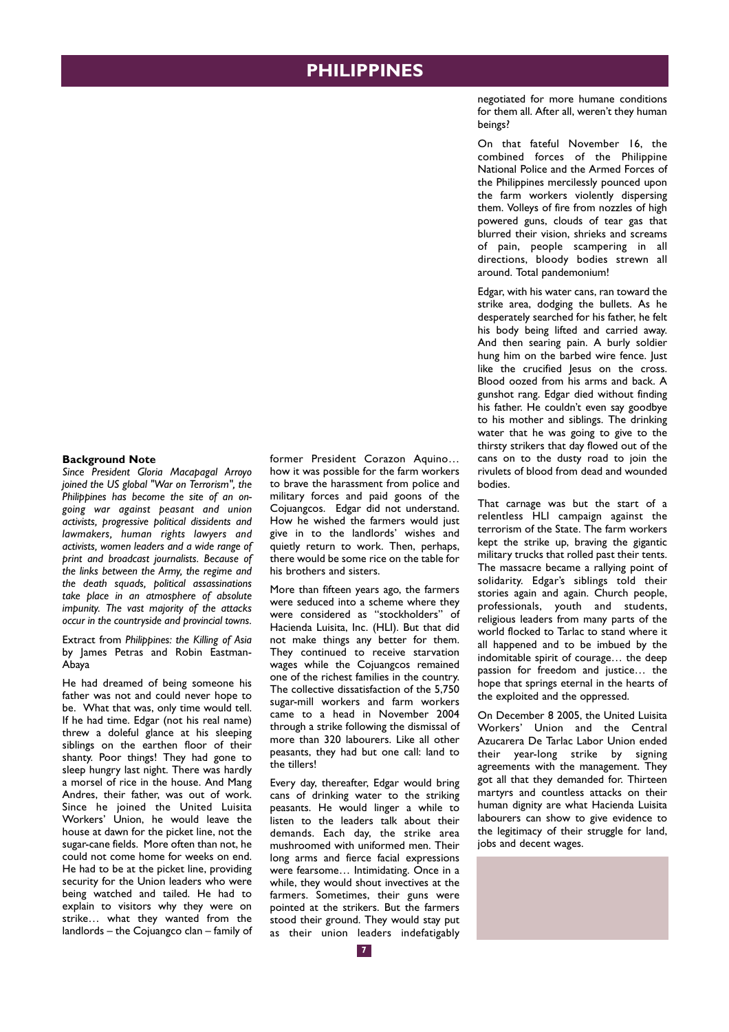# PHILIPPINES

**Background Note**

*Since President Gloria Macapagal Arroyo joined the US global "War on Terrorism", the Philippines has become the site of an ongoing war against peasant and union activists, progressive political dissidents and lawmakers, human rights lawyers and activists, women leaders and a wide range of print and broadcast journalists. Because of the links between the Army, the regime and the death squads, political assassinations take place in an atmosphere of absolute impunity. The vast majority of the attacks occur in the countryside and provincial towns.*

Extract from *Philippines: the Killing of Asia* by James Petras and Robin Eastman-Abaya

He had dreamed of being someone his father was not and could never hope to be. What that was, only time would tell. If he had time. Edgar (not his real name) threw a doleful glance at his sleeping siblings on the earthen floor of their shanty. Poor things! They had gone to sleep hungry last night. There was hardly a morsel of rice in the house. And Mang Andres, their father, was out of work. Since he joined the United Luisita Workers' Union, he would leave the house at dawn for the picket line, not the sugar-cane fields. More often than not, he could not come home for weeks on end. He had to be at the picket line, providing security for the Union leaders who were being watched and tailed. He had to explain to visitors why they were on strike… what they wanted from the landlords – the Cojuangco clan – family of former President Corazon Aquino… how it was possible for the farm workers to brave the harassment from police and military forces and paid goons of the Cojuangcos. Edgar did not understand. How he wished the farmers would just give in to the landlords' wishes and quietly return to work. Then, perhaps, there would be some rice on the table for his brothers and sisters.

More than fifteen years ago, the farmers were seduced into a scheme where they were considered as "stockholders" of Hacienda Luisita, Inc. (HLI). But that did not make things any better for them. They continued to receive starvation wages while the Cojuangcos remained one of the richest families in the country. The collective dissatisfaction of the 5,750 sugar-mill workers and farm workers came to a head in November 2004 through a strike following the dismissal of more than 320 labourers. Like all other peasants, they had but one call: land to the tillers!

Every day, thereafter, Edgar would bring cans of drinking water to the striking peasants. He would linger a while to listen to the leaders talk about their demands. Each day, the strike area mushroomed with uniformed men. Their long arms and fierce facial expressions were fearsome… Intimidating. Once in a while, they would shout invectives at the farmers. Sometimes, their guns were pointed at the strikers. But the farmers stood their ground. They would stay put as their union leaders indefatigably negotiated for more humane conditions for them all. After all, weren't they human beings?

On that fateful November 16, the combined forces of the Philippine National Police and the Armed Forces of the Philippines mercilessly pounced upon the farm workers violently dispersing them. Volleys of fire from nozzles of high powered guns, clouds of tear gas that blurred their vision, shrieks and screams of pain, people scampering in all directions, bloody bodies strewn all around. Total pandemonium!

Edgar, with his water cans, ran toward the strike area, dodging the bullets. As he desperately searched for his father, he felt his body being lifted and carried away. And then searing pain. A burly soldier hung him on the barbed wire fence. Just like the crucified Jesus on the cross. Blood oozed from his arms and back. A gunshot rang. Edgar died without finding his father. He couldn't even say goodbye to his mother and siblings. The drinking water that he was going to give to the thirsty strikers that day flowed out of the cans on to the dusty road to join the rivulets of blood from dead and wounded bodies.

That carnage was but the start of a relentless HLI campaign against the terrorism of the State. The farm workers kept the strike up, braving the gigantic military trucks that rolled past their tents. The massacre became a rallying point of solidarity. Edgar's siblings told their stories again and again. Church people, professionals, youth and students, religious leaders from many parts of the world flocked to Tarlac to stand where it all happened and to be imbued by the indomitable spirit of courage… the deep passion for freedom and justice… the hope that springs eternal in the hearts of the exploited and the oppressed.

On December 8 2005, the United Luisita Workers' Union and the Central Azucarera De Tarlac Labor Union ended their year-long strike by signing agreements with the management. They got all that they demanded for. Thirteen martyrs and countless attacks on their human dignity are what Hacienda Luisita labourers can show to give evidence to the legitimacy of their struggle for land, jobs and decent wages.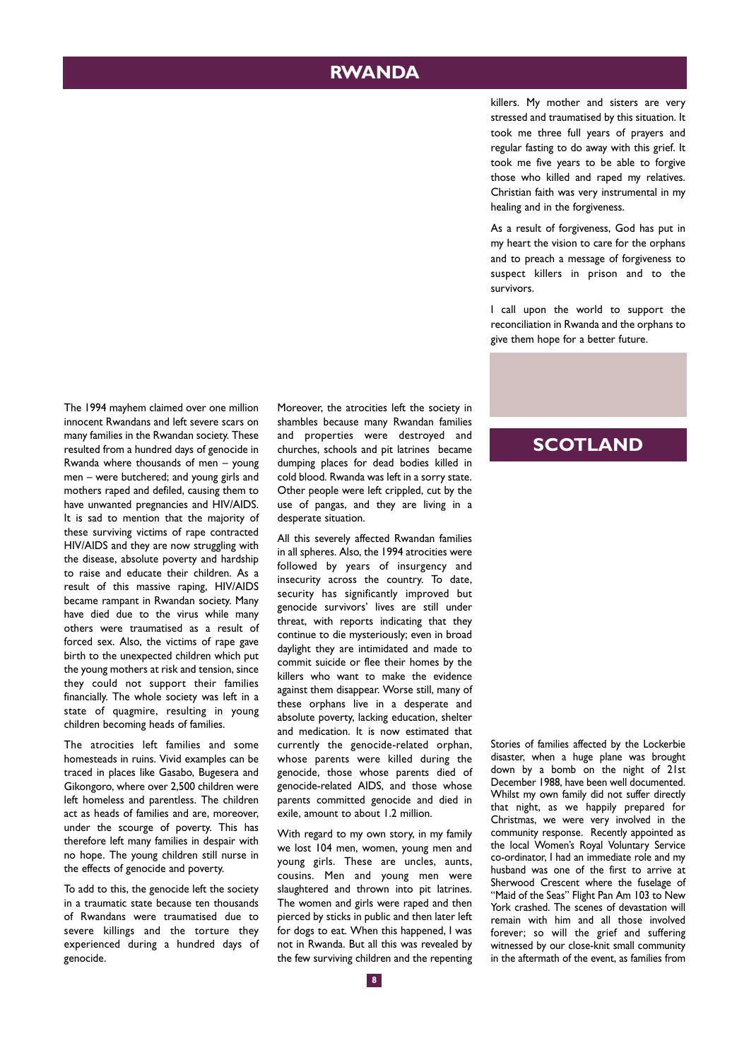# RWANDA

The 1994 mayhem claimed over one million innocent Rwandans and left severe scars on many families in the Rwandan society. These resulted from a hundred days of genocide in Rwanda where thousands of men – young men – were butchered; and young girls and mothers raped and defiled, causing them to have unwanted pregnancies and HIV/AIDS. It is sad to mention that the majority of these surviving victims of rape contracted HIV/AIDS and they are now struggling with the disease, absolute poverty and hardship to raise and educate their children. As a result of this massive raping, HIV/AIDS became rampant in Rwandan society. Many have died due to the virus while many others were traumatised as a result of forced sex. Also, the victims of rape gave birth to the unexpected children which put the young mothers at risk and tension, since they could not support their families financially. The whole society was left in a state of quagmire, resulting in young children becoming heads of families.

The atrocities left families and some homesteads in ruins. Vivid examples can be traced in places like Gasabo, Bugesera and Gikongoro, where over 2,500 children were left homeless and parentless. The children act as heads of families and are, moreover, under the scourge of poverty. This has therefore left many families in despair with no hope. The young children still nurse in the effects of genocide and poverty.

To add to this, the genocide left the society in a traumatic state because ten thousands of Rwandans were traumatised due to severe killings and the torture they experienced during a hundred days of genocide.

Moreover, the atrocities left the society in shambles because many Rwandan families and properties were destroyed and churches, schools and pit latrines became dumping places for dead bodies killed in cold blood. Rwanda was left in a sorry state. Other people were left crippled, cut by the use of pangas, and they are living in a desperate situation.

All this severely affected Rwandan families in all spheres. Also, the 1994 atrocities were followed by years of insurgency and insecurity across the country. To date, security has significantly improved but genocide survivors' lives are still under threat, with reports indicating that they continue to die mysteriously; even in broad daylight they are intimidated and made to commit suicide or flee their homes by the killers who want to make the evidence against them disappear. Worse still, many of these orphans live in a desperate and absolute poverty, lacking education, shelter and medication. It is now estimated that currently the genocide-related orphan, whose parents were killed during the genocide, those whose parents died of genocide-related AIDS, and those whose parents committed genocide and died in exile, amount to about 1.2 million.

With regard to my own story, in my family we lost 104 men, women, young men and young girls. These are uncles, aunts, cousins. Men and young men were slaughtered and thrown into pit latrines. The women and girls were raped and then pierced by sticks in public and then later left for dogs to eat. When this happened, I was not in Rwanda. But all this was revealed by the few surviving children and the repenting killers. My mother and sisters are very stressed and traumatised by this situation. It took me three full years of prayers and regular fasting to do away with this grief. It took me five years to be able to forgive those who killed and raped my relatives. Christian faith was very instrumental in my healing and in the forgiveness.

As a result of forgiveness, God has put in my heart the vision to care for the orphans and to preach a message of forgiveness to suspect killers in prison and to the survivors.

I call upon the world to support the reconciliation in Rwanda and the orphans to give them hope for a better future.

# SCOTLAND

Stories of families affected by the Lockerbie disaster, when a huge plane was brought down by a bomb on the night of 21st December 1988, have been well documented. Whilst my own family did not suffer directly that night, as we happily prepared for Christmas, we were very involved in the community response. Recently appointed as the local Women's Royal Voluntary Service co-ordinator, I had an immediate role and my husband was one of the first to arrive at Sherwood Crescent where the fuselage of "Maid of the Seas" Flight Pan Am 103 to New York crashed. The scenes of devastation will remain with him and all those involved forever; so will the grief and suffering witnessed by our close-knit small community in the aftermath of the event, as families from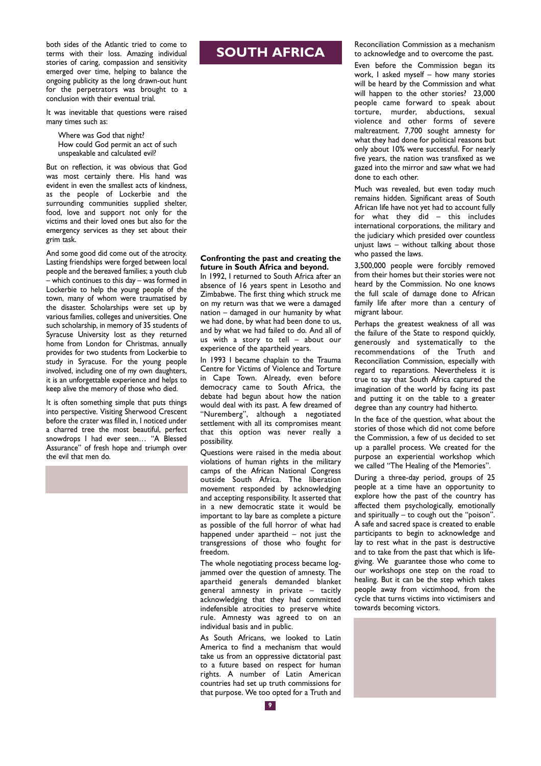both sides of the Atlantic tried to come to terms with their loss. Amazing individual stories of caring, compassion and sensitivity emerged over time, helping to balance the ongoing publicity as the long drawn-out hunt for the perpetrators was brought to a conclusion with their eventual trial.

It was inevitable that questions were raised many times such as:

> Where was God that night?
> How could God permit an act of such unspeakable and calculated evil?

But on reflection, it was obvious that God was most certainly there. His hand was evident in even the smallest acts of kindness, as the people of Lockerbie and the surrounding communities supplied shelter, food, love and support not only for the victims and their loved ones but also for the emergency services as they set about their grim task.

And some good did come out of the atrocity. Lasting friendships were forged between local people and the bereaved families; a youth club – which continues to this day – was formed in Lockerbie to help the young people of the town, many of whom were traumatised by the disaster. Scholarships were set up by various families, colleges and universities. One such scholarship, in memory of 35 students of Syracuse University lost as they returned home from London for Christmas, annually provides for two students from Lockerbie to study in Syracuse. For the young people involved, including one of my own daughters, it is an unforgettable experience and helps to keep alive the memory of those who died.

It is often something simple that puts things into perspective. Visiting Sherwood Crescent before the crater was filled in, I noticed under a charred tree the most beautiful, perfect snowdrops I had ever seen… "A Blessed Assurance" of fresh hope and triumph over the evil that men do.

# SOUTH AFRICA

**Confronting the past and creating the future in South Africa and beyond.**

In 1992, I returned to South Africa after an absence of 16 years spent in Lesotho and Zimbabwe. The first thing which struck me on my return was that we were a damaged nation – damaged in our humanity by what we had done, by what had been done to us, and by what we had failed to do. And all of us with a story to tell – about our experience of the apartheid years.

In 1993 I became chaplain to the Trauma Centre for Victims of Violence and Torture in Cape Town. Already, even before democracy came to South Africa, the debate had begun about how the nation would deal with its past. A few dreamed of "Nuremberg", although a negotiated settlement with all its compromises meant that this option was never really a possibility.

Questions were raised in the media about violations of human rights in the military camps of the African National Congress outside South Africa. The liberation movement responded by acknowledging and accepting responsibility. It asserted that in a new democratic state it would be important to lay bare as complete a picture as possible of the full horror of what had happened under apartheid – not just the transgressions of those who fought for freedom.

The whole negotiating process became log-jammed over the question of amnesty. The apartheid generals demanded blanket general amnesty in private – tacitly acknowledging that they had committed indefensible atrocities to preserve white rule. Amnesty was agreed to on an individual basis and in public.

As South Africans, we looked to Latin America to find a mechanism that would take us from an oppressive dictatorial past to a future based on respect for human rights. A number of Latin American countries had set up truth commissions for that purpose. We too opted for a Truth and Reconciliation Commission as a mechanism to acknowledge and to overcome the past.

Even before the Commission began its work, I asked myself – how many stories will be heard by the Commission and what will happen to the other stories? 23,000 people came forward to speak about torture, murder, abductions, sexual violence and other forms of severe maltreatment. 7,700 sought amnesty for what they had done for political reasons but only about 10% were successful. For nearly five years, the nation was transfixed as we gazed into the mirror and saw what we had done to each other.

Much was revealed, but even today much remains hidden. Significant areas of South African life have not yet had to account fully for what they did – this includes international corporations, the military and the judiciary which presided over countless unjust laws – without talking about those who passed the laws.

3,500,000 people were forcibly removed from their homes but their stories were not heard by the Commission. No one knows the full scale of damage done to African family life after more than a century of migrant labour.

Perhaps the greatest weakness of all was the failure of the State to respond quickly, generously and systematically to the recommendations of the Truth and Reconciliation Commission, especially with regard to reparations. Nevertheless it is true to say that South Africa captured the imagination of the world by facing its past and putting it on the table to a greater degree than any country had hitherto.

In the face of the question, what about the stories of those which did not come before the Commission, a few of us decided to set up a parallel process. We created for the purpose an experiential workshop which we called "The Healing of the Memories".

During a three-day period, groups of 25 people at a time have an opportunity to explore how the past of the country has affected them psychologically, emotionally and spiritually – to cough out the "poison". A safe and sacred space is created to enable participants to begin to acknowledge and lay to rest what in the past is destructive and to take from the past that which is life-giving. We guarantee those who come to our workshops one step on the road to healing. But it can be the step which takes people away from victimhood, from the cycle that turns victims into victimisers and towards becoming victors.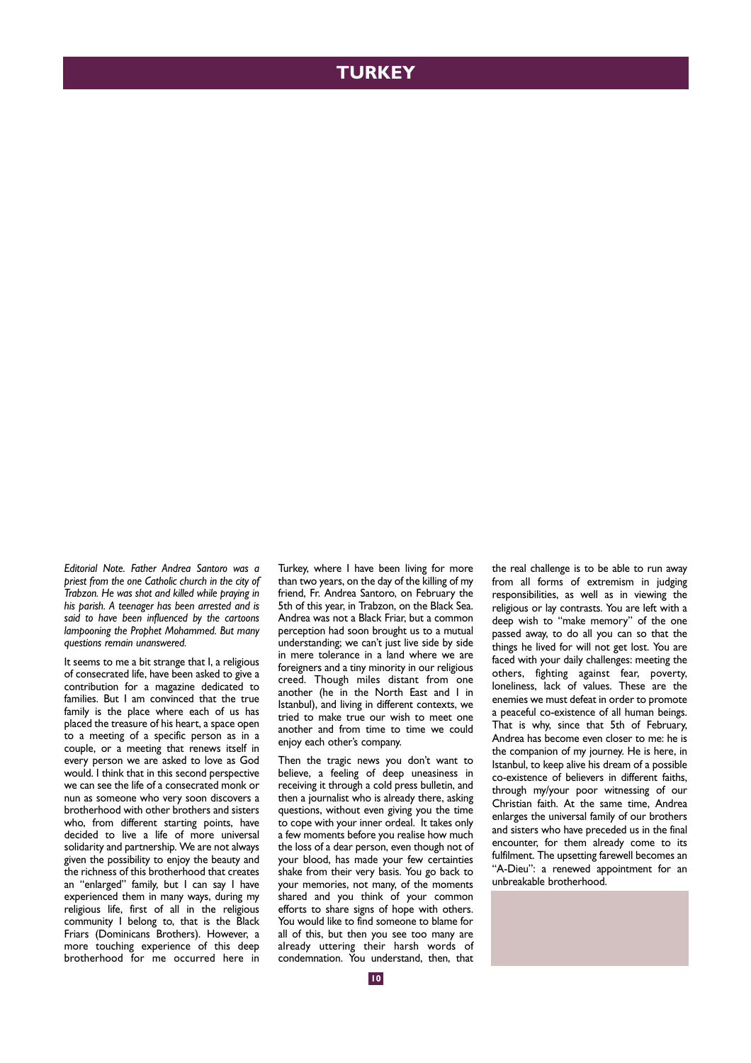# TURKEY

*Editorial Note. Father Andrea Santoro was a priest from the one Catholic church in the city of Trabzon. He was shot and killed while praying in his parish. A teenager has been arrested and is said to have been influenced by the cartoons lampooning the Prophet Mohammed. But many questions remain unanswered.*

It seems to me a bit strange that I, a religious of consecrated life, have been asked to give a contribution for a magazine dedicated to families. But I am convinced that the true family is the place where each of us has placed the treasure of his heart, a space open to a meeting of a specific person as in a couple, or a meeting that renews itself in every person we are asked to love as God would. I think that in this second perspective we can see the life of a consecrated monk or nun as someone who very soon discovers a brotherhood with other brothers and sisters who, from different starting points, have decided to live a life of more universal solidarity and partnership. We are not always given the possibility to enjoy the beauty and the richness of this brotherhood that creates an "enlarged" family, but I can say I have experienced them in many ways, during my religious life, first of all in the religious community I belong to, that is the Black Friars (Dominicans Brothers). However, a more touching experience of this deep brotherhood for me occurred here in Turkey, where I have been living for more than two years, on the day of the killing of my friend, Fr. Andrea Santoro, on February the 5th of this year, in Trabzon, on the Black Sea. Andrea was not a Black Friar, but a common perception had soon brought us to a mutual understanding; we can't just live side by side in mere tolerance in a land where we are foreigners and a tiny minority in our religious creed. Though miles distant from one another (he in the North East and I in Istanbul), and living in different contexts, we tried to make true our wish to meet one another and from time to time we could enjoy each other's company.

Then the tragic news you don't want to believe, a feeling of deep uneasiness in receiving it through a cold press bulletin, and then a journalist who is already there, asking questions, without even giving you the time to cope with your inner ordeal. It takes only a few moments before you realise how much the loss of a dear person, even though not of your blood, has made your few certainties shake from their very basis. You go back to your memories, not many, of the moments shared and you think of your common efforts to share signs of hope with others. You would like to find someone to blame for all of this, but then you see too many are already uttering their harsh words of condemnation. You understand, then, that the real challenge is to be able to run away from all forms of extremism in judging responsibilities, as well as in viewing the religious or lay contrasts. You are left with a deep wish to "make memory" of the one passed away, to do all you can so that the things he lived for will not get lost. You are faced with your daily challenges: meeting the others, fighting against fear, poverty, loneliness, lack of values. These are the enemies we must defeat in order to promote a peaceful co-existence of all human beings. That is why, since that 5th of February, Andrea has become even closer to me: he is the companion of my journey. He is here, in Istanbul, to keep alive his dream of a possible co-existence of believers in different faiths, through my/your poor witnessing of our Christian faith. At the same time, Andrea enlarges the universal family of our brothers and sisters who have preceded us in the final encounter, for them already come to its fulfilment. The upsetting farewell becomes an "A-Dieu": a renewed appointment for an unbreakable brotherhood.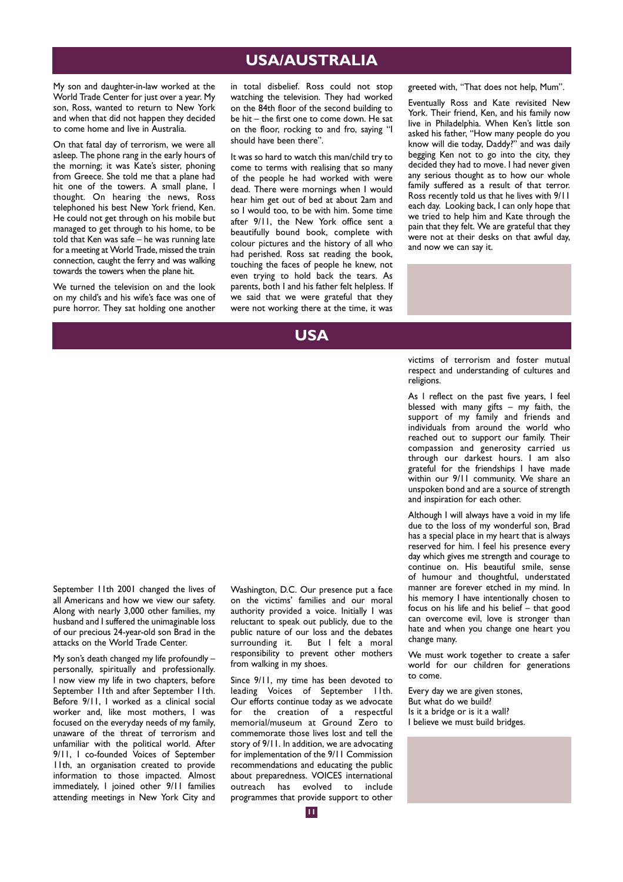## USA/AUSTRALIA

My son and daughter-in-law worked at the World Trade Center for just over a year. My son, Ross, wanted to return to New York and when that did not happen they decided to come home and live in Australia.

On that fatal day of terrorism, we were all asleep. The phone rang in the early hours of the morning; it was Kate's sister, phoning from Greece. She told me that a plane had hit one of the towers. A small plane, I thought. On hearing the news, Ross telephoned his best New York friend, Ken. He could not get through on his mobile but managed to get through to his home, to be told that Ken was safe – he was running late for a meeting at World Trade, missed the train connection, caught the ferry and was walking towards the towers when the plane hit.

We turned the television on and the look on my child's and his wife's face was one of pure horror. They sat holding one another in total disbelief. Ross could not stop watching the television. They had worked on the 84th floor of the second building to be hit – the first one to come down. He sat on the floor, rocking to and fro, saying "I should have been there".

It was so hard to watch this man/child try to come to terms with realising that so many of the people he had worked with were dead. There were mornings when I would hear him get out of bed at about 2am and so I would too, to be with him. Some time after 9/11, the New York office sent a beautifully bound book, complete with colour pictures and the history of all who had perished. Ross sat reading the book, touching the faces of people he knew, not even trying to hold back the tears. As parents, both I and his father felt helpless. If we said that we were grateful that they were not working there at the time, it was greeted with, "That does not help, Mum".

Eventually Ross and Kate revisited New York. Their friend, Ken, and his family now live in Philadelphia. When Ken's little son asked his father, "How many people do you know will die today, Daddy?" and was daily begging Ken not to go into the city, they decided they had to move. I had never given any serious thought as to how our whole family suffered as a result of that terror. Ross recently told us that he lives with 9/11 each day. Looking back, I can only hope that we tried to help him and Kate through the pain that they felt. We are grateful that they were not at their desks on that awful day, and now we can say it.

## USA

September 11th 2001 changed the lives of all Americans and how we view our safety. Along with nearly 3,000 other families, my husband and I suffered the unimaginable loss of our precious 24-year-old son Brad in the attacks on the World Trade Center.

My son's death changed my life profoundly – personally, spiritually and professionally. I now view my life in two chapters, before September 11th and after September 11th. Before 9/11, I worked as a clinical social worker and, like most mothers, I was focused on the everyday needs of my family, unaware of the threat of terrorism and unfamiliar with the political world. After 9/11, I co-founded Voices of September 11th, an organisation created to provide information to those impacted. Almost immediately, I joined other 9/11 families attending meetings in New York City and Washington, D.C. Our presence put a face on the victims' families and our moral authority provided a voice. Initially I was reluctant to speak out publicly, due to the public nature of our loss and the debates surrounding it. But I felt a moral responsibility to prevent other mothers from walking in my shoes.

Since 9/11, my time has been devoted to leading Voices of September 11th. Our efforts continue today as we advocate for the creation of a respectful memorial/museum at Ground Zero to commemorate those lives lost and tell the story of 9/11. In addition, we are advocating for implementation of the 9/11 Commission recommendations and educating the public about preparedness. VOICES international outreach has evolved to include programmes that provide support to other victims of terrorism and foster mutual respect and understanding of cultures and religions.

As I reflect on the past five years, I feel blessed with many gifts – my faith, the support of my family and friends and individuals from around the world who reached out to support our family. Their compassion and generosity carried us through our darkest hours. I am also grateful for the friendships I have made within our 9/11 community. We share an unspoken bond and are a source of strength and inspiration for each other.

Although I will always have a void in my life due to the loss of my wonderful son, Brad has a special place in my heart that is always reserved for him. I feel his presence every day which gives me strength and courage to continue on. His beautiful smile, sense of humour and thoughtful, understated manner are forever etched in my mind. In his memory I have intentionally chosen to focus on his life and his belief – that good can overcome evil, love is stronger than hate and when you change one heart you change many.

We must work together to create a safer world for our children for generations to come.

Every day we are given stones,  
But what do we build?  
Is it a bridge or is it a wall?  
I believe we must build bridges.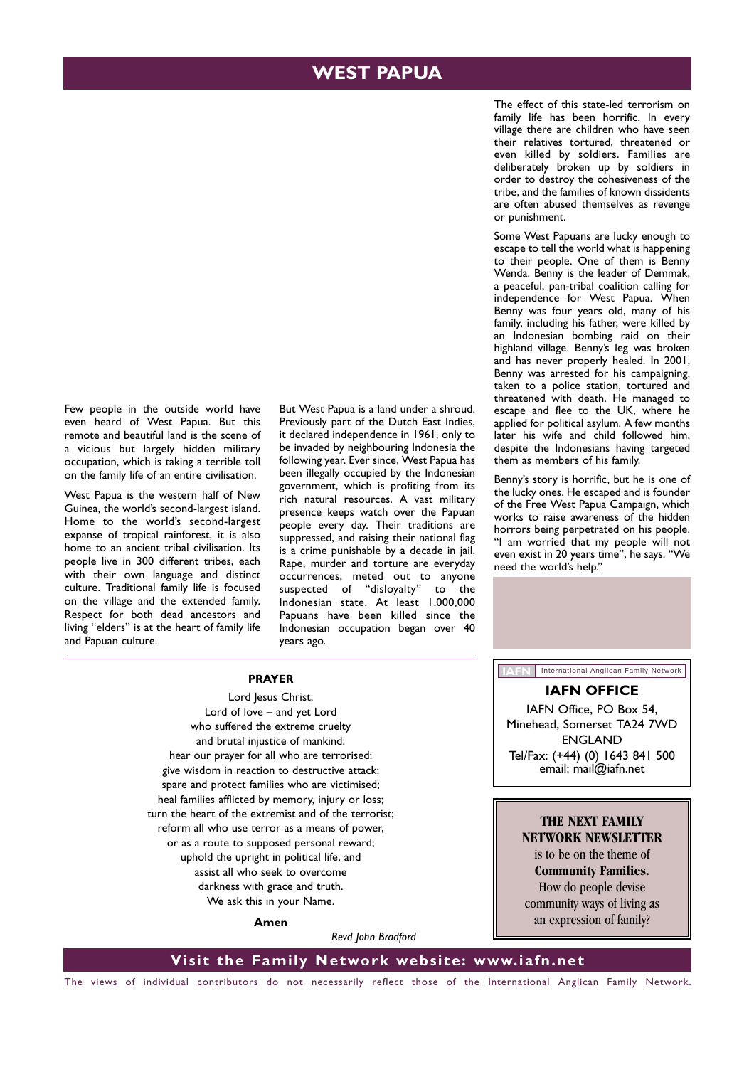# WEST PAPUA

Few people in the outside world have even heard of West Papua. But this remote and beautiful land is the scene of a vicious but largely hidden military occupation, which is taking a terrible toll on the family life of an entire civilisation.

West Papua is the western half of New Guinea, the world's second-largest island. Home to the world's second-largest expanse of tropical rainforest, it is also home to an ancient tribal civilisation. Its people live in 300 different tribes, each with their own language and distinct culture. Traditional family life is focused on the village and the extended family. Respect for both dead ancestors and living "elders" is at the heart of family life and Papuan culture.

But West Papua is a land under a shroud. Previously part of the Dutch East Indies, it declared independence in 1961, only to be invaded by neighbouring Indonesia the following year. Ever since, West Papua has been illegally occupied by the Indonesian government, which is profiting from its rich natural resources. A vast military presence keeps watch over the Papuan people every day. Their traditions are suppressed, and raising their national flag is a crime punishable by a decade in jail. Rape, murder and torture are everyday occurrences, meted out to anyone suspected of "disloyalty" to the Indonesian state. At least 1,000,000 Papuans have been killed since the Indonesian occupation began over 40 years ago.

The effect of this state-led terrorism on family life has been horrific. In every village there are children who have seen their relatives tortured, threatened or even killed by soldiers. Families are deliberately broken up by soldiers in order to destroy the cohesiveness of the tribe, and the families of known dissidents are often abused themselves as revenge or punishment.

Some West Papuans are lucky enough to escape to tell the world what is happening to their people. One of them is Benny Wenda. Benny is the leader of Demmak, a peaceful, pan-tribal coalition calling for independence for West Papua. When Benny was four years old, many of his family, including his father, were killed by an Indonesian bombing raid on their highland village. Benny's leg was broken and has never properly healed. In 2001, Benny was arrested for his campaigning, taken to a police station, tortured and threatened with death. He managed to escape and flee to the UK, where he applied for political asylum. A few months later his wife and child followed him, despite the Indonesians having targeted them as members of his family.

Benny's story is horrific, but he is one of the lucky ones. He escaped and is founder of the Free West Papua Campaign, which works to raise awareness of the hidden horrors being perpetrated on his people. "I am worried that my people will not even exist in 20 years time", he says. "We need the world's help."

## PRAYER

Lord Jesus Christ,  
Lord of love – and yet Lord  
who suffered the extreme cruelty  
and brutal injustice of mankind:  
hear our prayer for all who are terrorised;  
give wisdom in reaction to destructive attack;  
spare and protect families who are victimised;  
heal families afflicted by memory, injury or loss;  
turn the heart of the extremist and of the terrorist;  
reform all who use terror as a means of power,  
or as a route to supposed personal reward;  
uphold the upright in political life, and  
assist all who seek to overcome  
darkness with grace and truth.  
We ask this in your Name.

**Amen**

*Revd John Bradford*

IAFN International Anglican Family Network

## IAFN OFFICE

IAFN Office, PO Box 54,  
Minehead, Somerset TA24 7WD  
ENGLAND  
Tel/Fax: (+44) (0) 1643 841 500  
email: mail@iafn.net

**THE NEXT FAMILY NETWORK NEWSLETTER** is to be on the theme of **Community Families.** How do people devise community ways of living as an expression of family?

**Visit the Family Network website: www.iafn.net**

The views of individual contributors do not necessarily reflect those of the International Anglican Family Network.